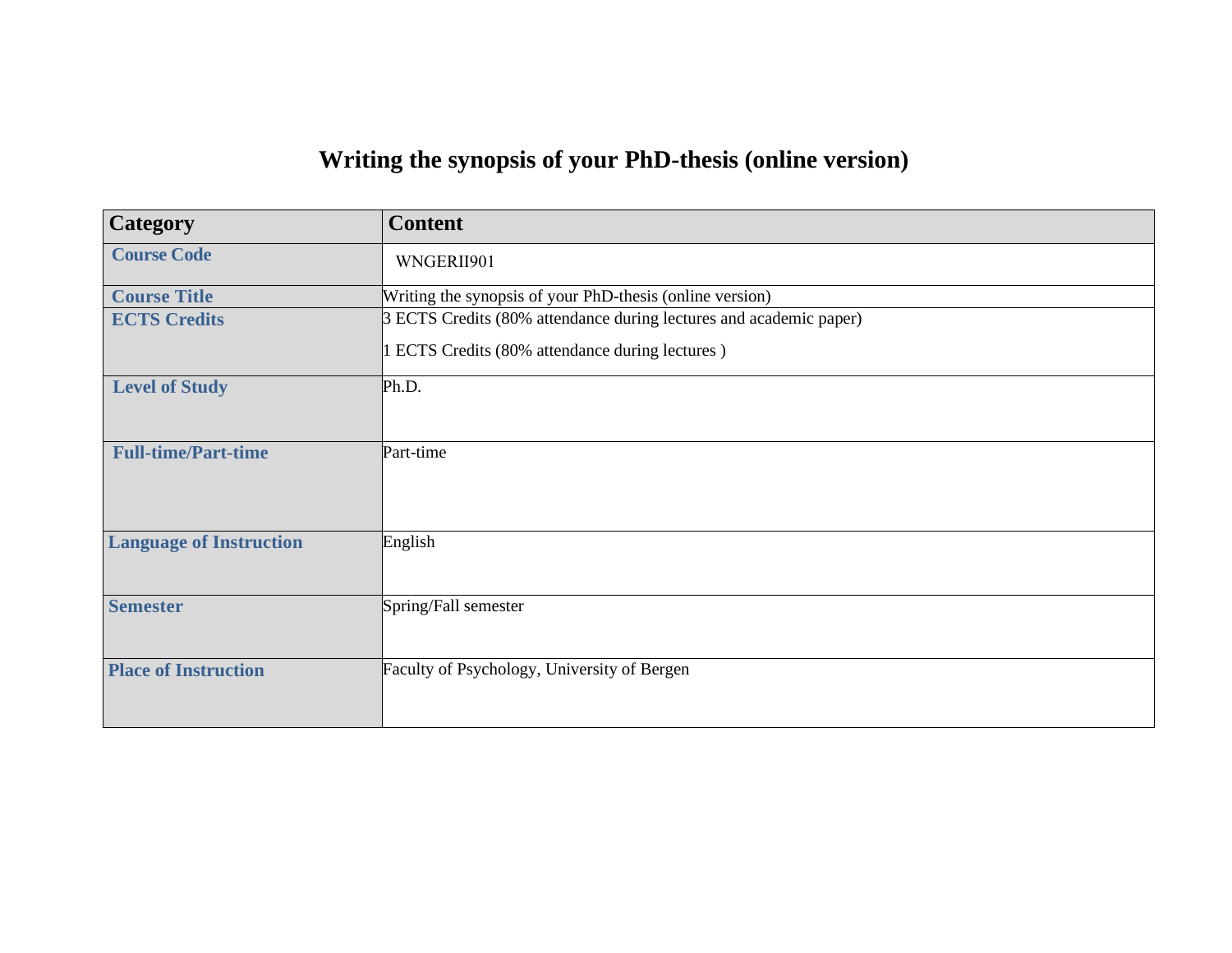# Writing the synopsis of your PhD-thesis (online version)

| Category | Content |
| --- | --- |
| **Course Code** | WNGERII901 |
| **Course Title** | Writing the synopsis of your PhD-thesis (online version) |
| **ECTS Credits** | 3 ECTS Credits (80% attendance during lectures and academic paper)<br><br>1 ECTS Credits (80% attendance during lectures ) |
| **Level of Study** | Ph.D. |
| **Full-time/Part-time** | Part-time |
| **Language of Instruction** | English |
| **Semester** | Spring/Fall semester |
| **Place of Instruction** | Faculty of Psychology, University of Bergen |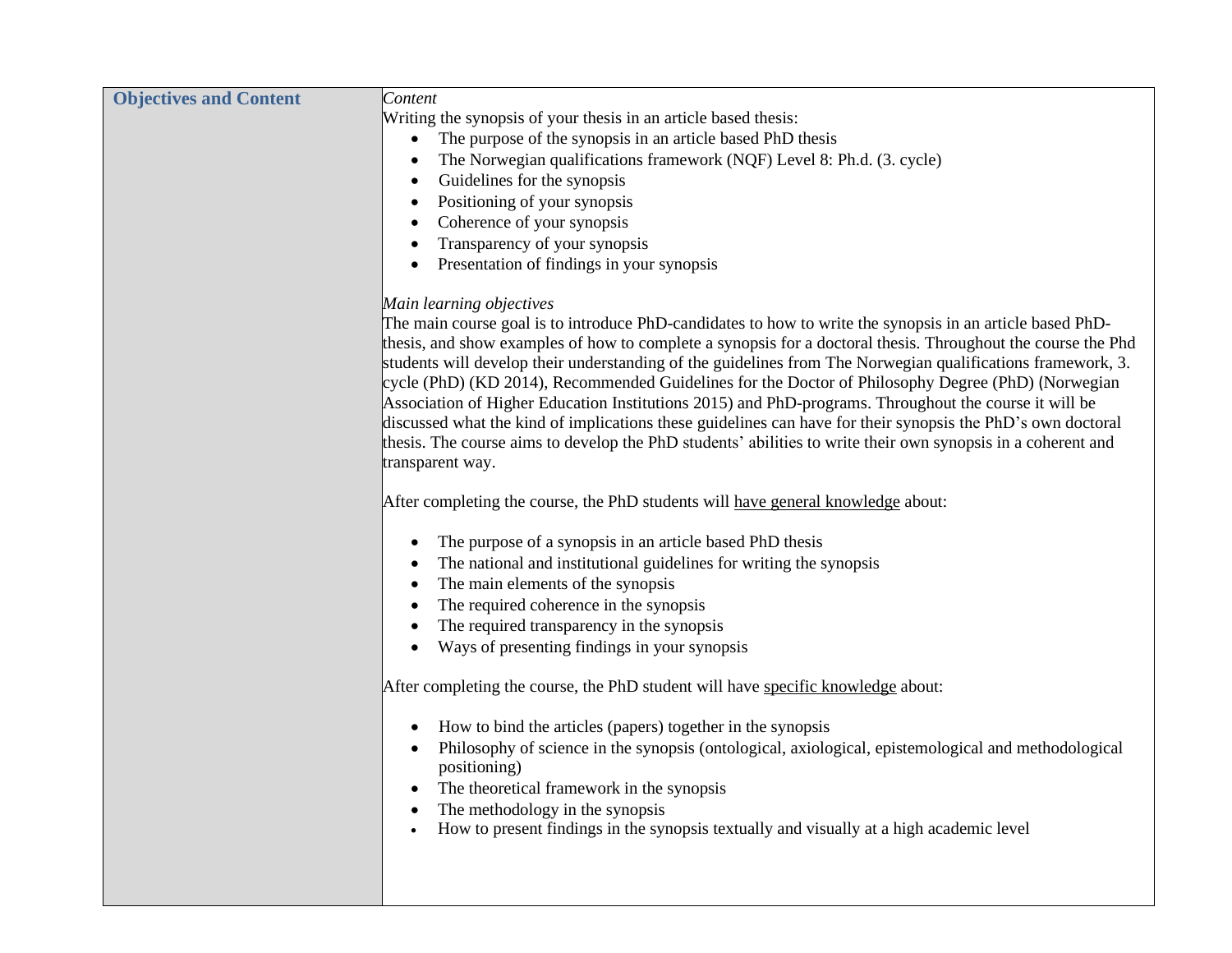| **Objectives and Content** | *Content*<br>Writing the synopsis of your thesis in an article based thesis:<br>• The purpose of the synopsis in an article based PhD thesis<br>• The Norwegian qualifications framework (NQF) Level 8: Ph.d. (3. cycle)<br>• Guidelines for the synopsis<br>• Positioning of your synopsis<br>• Coherence of your synopsis<br>• Transparency of your synopsis<br>• Presentation of findings in your synopsis<br><br>*Main learning objectives*<br>The main course goal is to introduce PhD-candidates to how to write the synopsis in an article based PhD-thesis, and show examples of how to complete a synopsis for a doctoral thesis. Throughout the course the Phd students will develop their understanding of the guidelines from The Norwegian qualifications framework, 3. cycle (PhD) (KD 2014), Recommended Guidelines for the Doctor of Philosophy Degree (PhD) (Norwegian Association of Higher Education Institutions 2015) and PhD-programs. Throughout the course it will be discussed what the kind of implications these guidelines can have for their synopsis the PhD's own doctoral thesis. The course aims to develop the PhD students' abilities to write their own synopsis in a coherent and transparent way.<br><br>After completing the course, the PhD students will <u>have general knowledge</u> about:<br><br>• The purpose of a synopsis in an article based PhD thesis<br>• The national and institutional guidelines for writing the synopsis<br>• The main elements of the synopsis<br>• The required coherence in the synopsis<br>• The required transparency in the synopsis<br>• Ways of presenting findings in your synopsis<br><br>After completing the course, the PhD student will have <u>specific knowledge</u> about:<br><br>• How to bind the articles (papers) together in the synopsis<br>• Philosophy of science in the synopsis (ontological, axiological, epistemological and methodological positioning)<br>• The theoretical framework in the synopsis<br>• The methodology in the synopsis<br>• How to present findings in the synopsis textually and visually at a high academic level |
|---|---|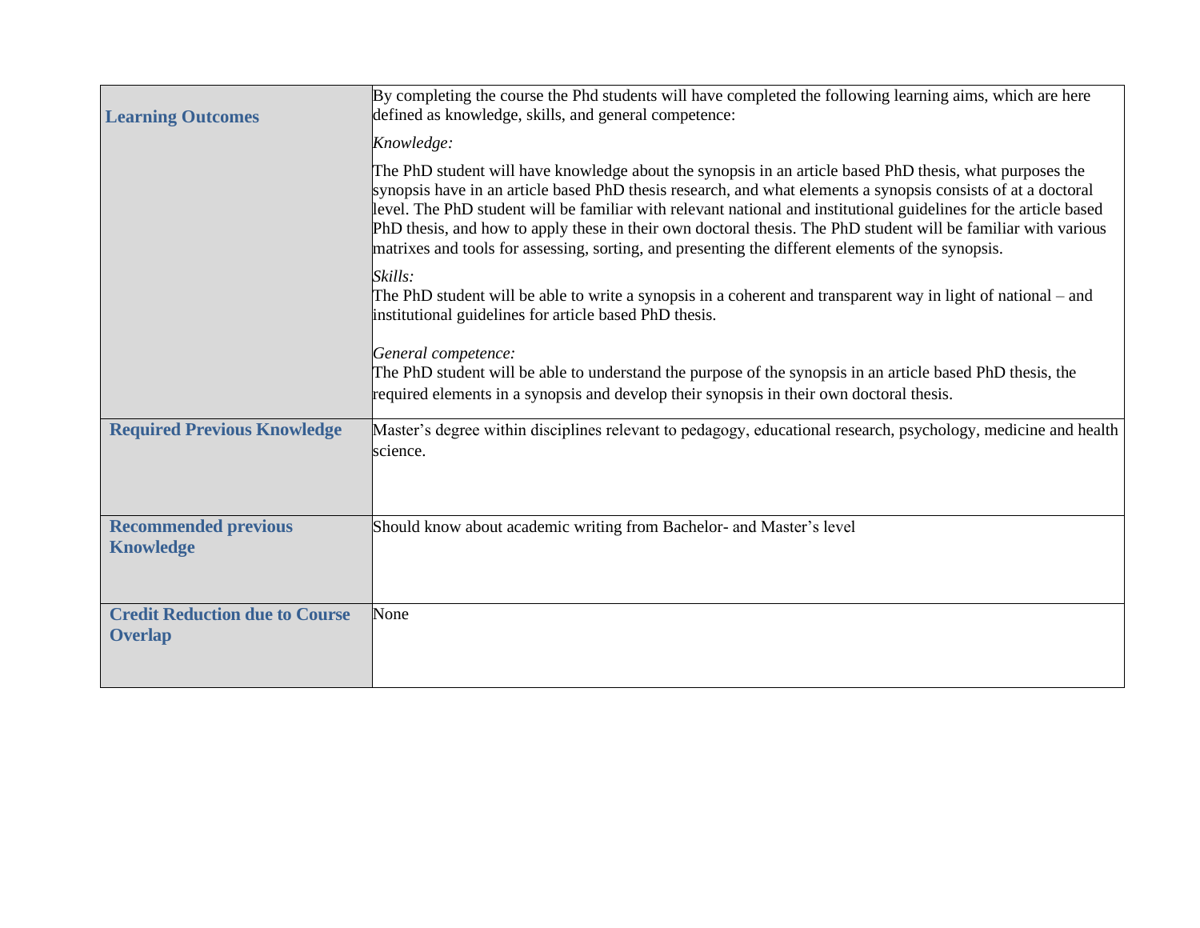| | |
|---|---|
| **Learning Outcomes** | By completing the course the Phd students will have completed the following learning aims, which are here defined as knowledge, skills, and general competence:<br><br>*Knowledge:*<br><br>The PhD student will have knowledge about the synopsis in an article based PhD thesis, what purposes the synopsis have in an article based PhD thesis research, and what elements a synopsis consists of at a doctoral level. The PhD student will be familiar with relevant national and institutional guidelines for the article based PhD thesis, and how to apply these in their own doctoral thesis. The PhD student will be familiar with various matrixes and tools for assessing, sorting, and presenting the different elements of the synopsis.<br><br>*Skills:*<br>The PhD student will be able to write a synopsis in a coherent and transparent way in light of national – and institutional guidelines for article based PhD thesis.<br><br>*General competence:*<br>The PhD student will be able to understand the purpose of the synopsis in an article based PhD thesis, the required elements in a synopsis and develop their synopsis in their own doctoral thesis. |
| **Required Previous Knowledge** | Master's degree within disciplines relevant to pedagogy, educational research, psychology, medicine and health science. |
| **Recommended previous Knowledge** | Should know about academic writing from Bachelor- and Master's level |
| **Credit Reduction due to Course Overlap** | None |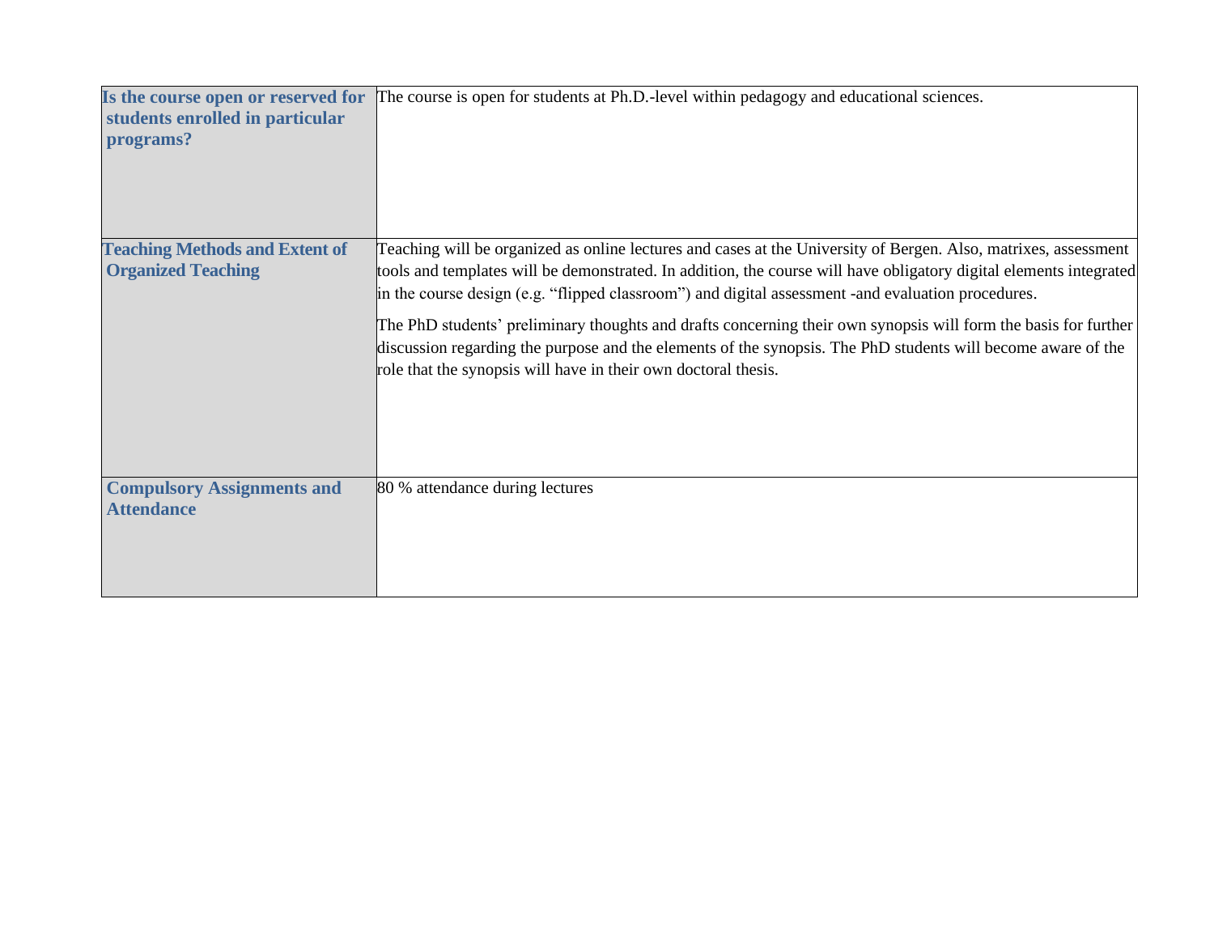| | |
|---|---|
| **Is the course open or reserved for students enrolled in particular programs?** | The course is open for students at Ph.D.-level within pedagogy and educational sciences. |
| **Teaching Methods and Extent of Organized Teaching** | Teaching will be organized as online lectures and cases at the University of Bergen. Also, matrixes, assessment tools and templates will be demonstrated. In addition, the course will have obligatory digital elements integrated in the course design (e.g. "flipped classroom") and digital assessment -and evaluation procedures.<br><br>The PhD students' preliminary thoughts and drafts concerning their own synopsis will form the basis for further discussion regarding the purpose and the elements of the synopsis. The PhD students will become aware of the role that the synopsis will have in their own doctoral thesis. |
| **Compulsory Assignments and Attendance** | 80 % attendance during lectures |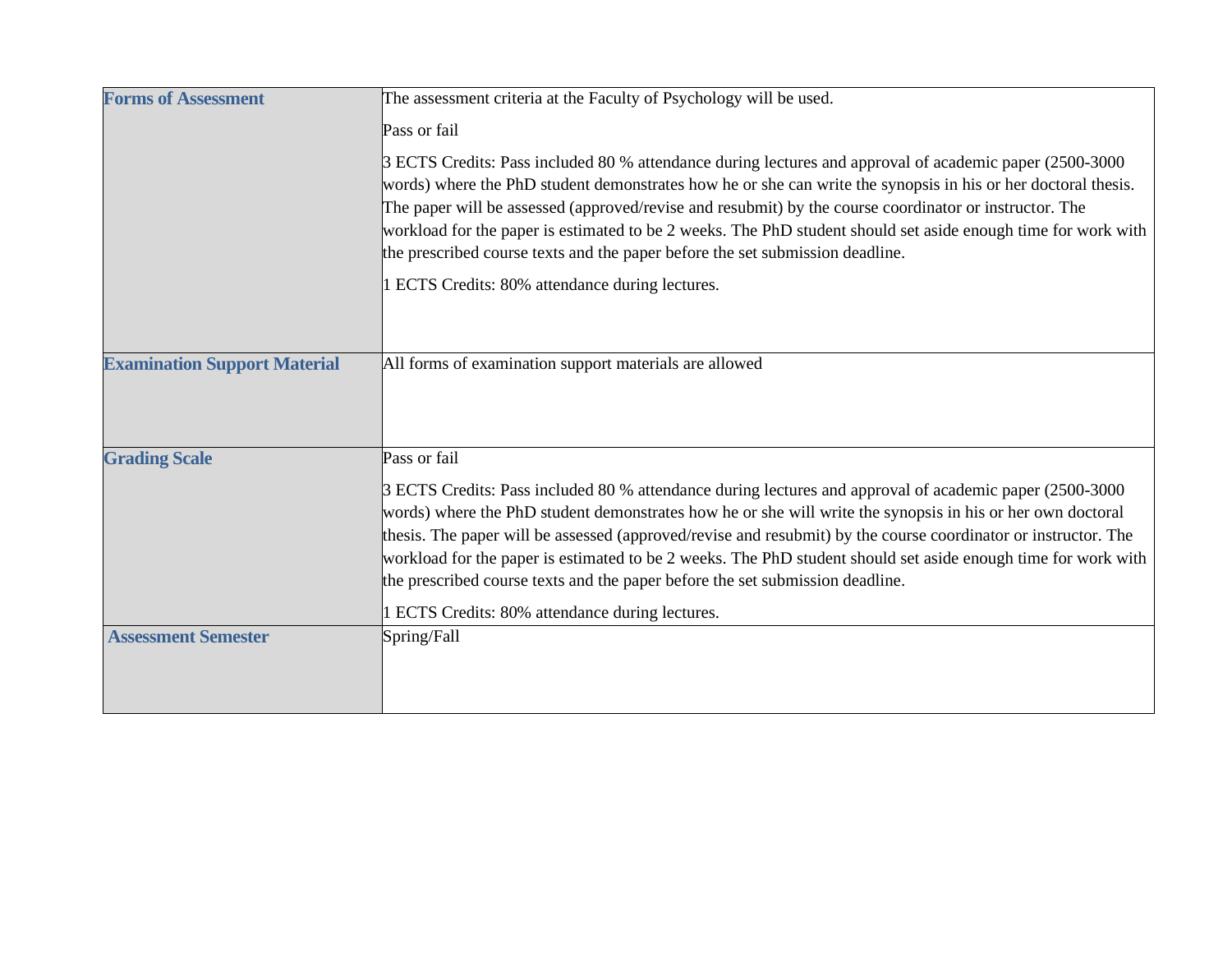| | |
|---|---|
| **Forms of Assessment** | The assessment criteria at the Faculty of Psychology will be used.<br><br>Pass or fail<br><br>3 ECTS Credits: Pass included 80 % attendance during lectures and approval of academic paper (2500-3000 words) where the PhD student demonstrates how he or she can write the synopsis in his or her doctoral thesis. The paper will be assessed (approved/revise and resubmit) by the course coordinator or instructor. The workload for the paper is estimated to be 2 weeks. The PhD student should set aside enough time for work with the prescribed course texts and the paper before the set submission deadline.<br><br>1 ECTS Credits: 80% attendance during lectures. |
| **Examination Support Material** | All forms of examination support materials are allowed |
| **Grading Scale** | Pass or fail<br><br>3 ECTS Credits: Pass included 80 % attendance during lectures and approval of academic paper (2500-3000 words) where the PhD student demonstrates how he or she will write the synopsis in his or her own doctoral thesis. The paper will be assessed (approved/revise and resubmit) by the course coordinator or instructor. The workload for the paper is estimated to be 2 weeks. The PhD student should set aside enough time for work with the prescribed course texts and the paper before the set submission deadline.<br><br>1 ECTS Credits: 80% attendance during lectures. |
| **Assessment Semester** | Spring/Fall |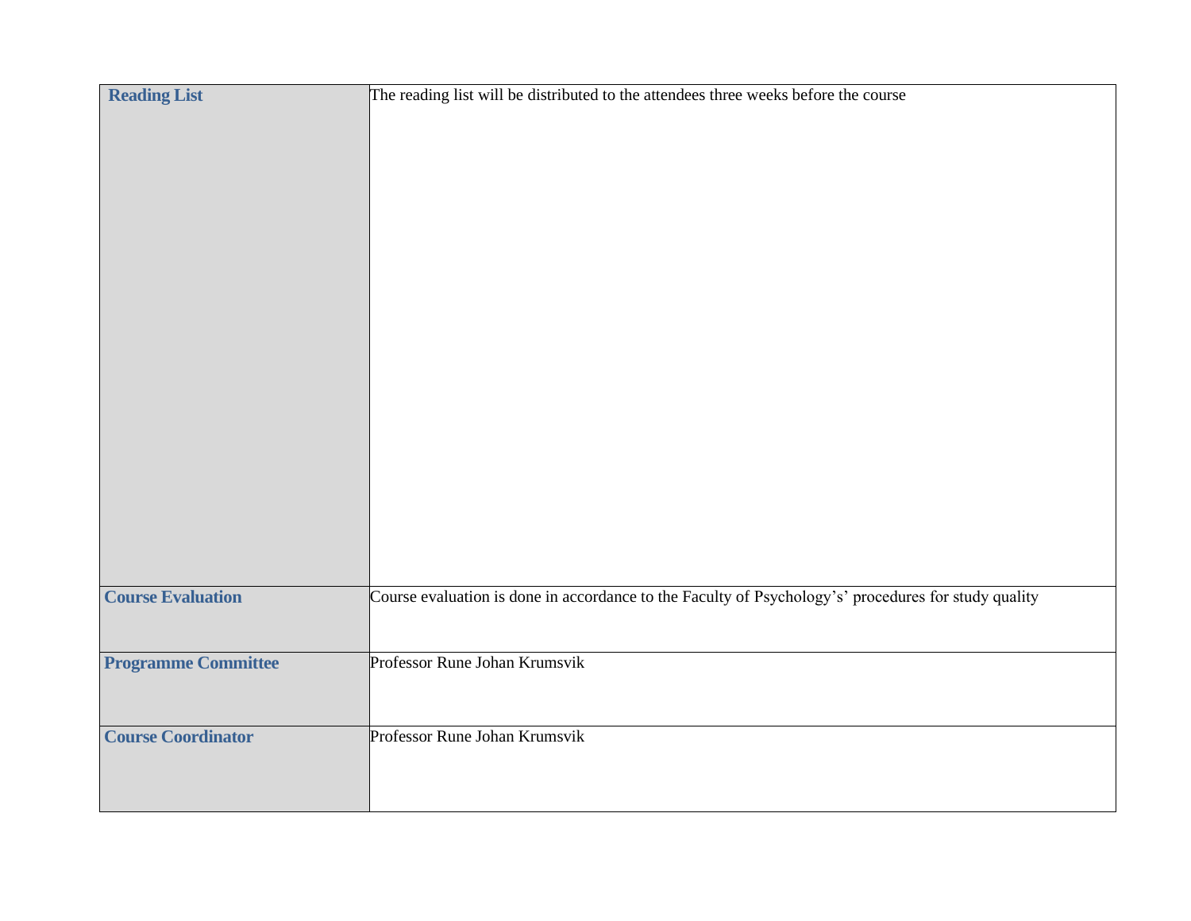| | |
|---|---|
| **Reading List** | The reading list will be distributed to the attendees three weeks before the course |
| **Course Evaluation** | Course evaluation is done in accordance to the Faculty of Psychology's' procedures for study quality |
| **Programme Committee** | Professor Rune Johan Krumsvik |
| **Course Coordinator** | Professor Rune Johan Krumsvik |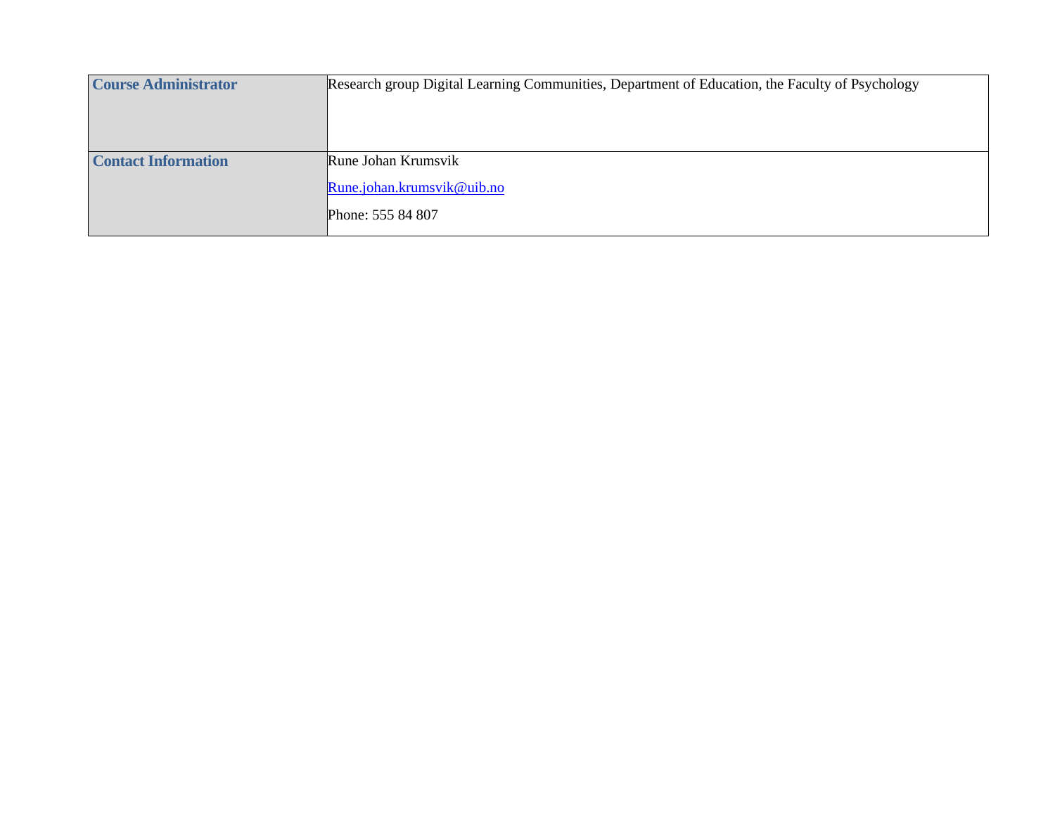| | |
|---|---|
| **Course Administrator** | Research group Digital Learning Communities, Department of Education, the Faculty of Psychology |
| **Contact Information** | Rune Johan Krumsvik<br>Rune.johan.krumsvik@uib.no<br>Phone: 555 84 807 |